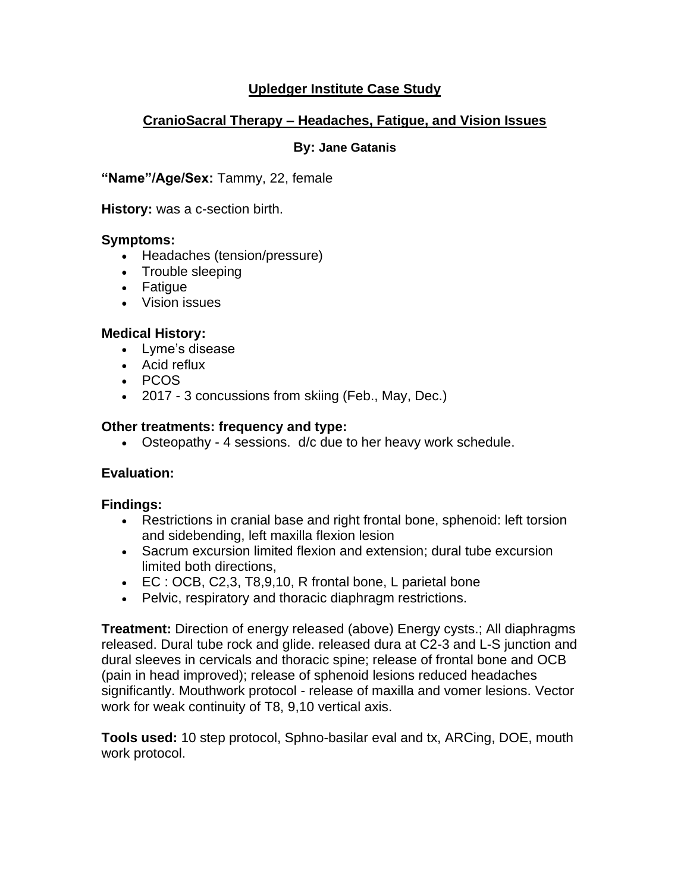# Upledger Institute Case Study

## CranioSacral Therapy – Headaches, Fatigue, and Vision Issues

**By: Jane Gatanis**

**"Name"/Age/Sex:** Tammy, 22, female

**History:** was a c-section birth.

### Symptoms:

- Headaches (tension/pressure)
- Trouble sleeping
- Fatigue
- Vision issues

### Medical History:

- Lyme's disease
- Acid reflux
- PCOS
- 2017 - 3 concussions from skiing (Feb., May, Dec.)

### Other treatments: frequency and type:

- Osteopathy - 4 sessions.  d/c due to her heavy work schedule.

### Evaluation:

### Findings:

- Restrictions in cranial base and right frontal bone, sphenoid: left torsion and sidebending, left maxilla flexion lesion
- Sacrum excursion limited flexion and extension; dural tube excursion limited both directions,
- EC : OCB, C2,3, T8,9,10, R frontal bone, L parietal bone
- Pelvic, respiratory and thoracic diaphragm restrictions.

**Treatment:** Direction of energy released (above) Energy cysts.; All diaphragms released. Dural tube rock and glide. released dura at C2-3 and L-S junction and dural sleeves in cervicals and thoracic spine; release of frontal bone and OCB (pain in head improved); release of sphenoid lesions reduced headaches significantly. Mouthwork protocol - release of maxilla and vomer lesions. Vector work for weak continuity of T8, 9,10 vertical axis.

**Tools used:** 10 step protocol, Sphno-basilar eval and tx, ARCing, DOE, mouth work protocol.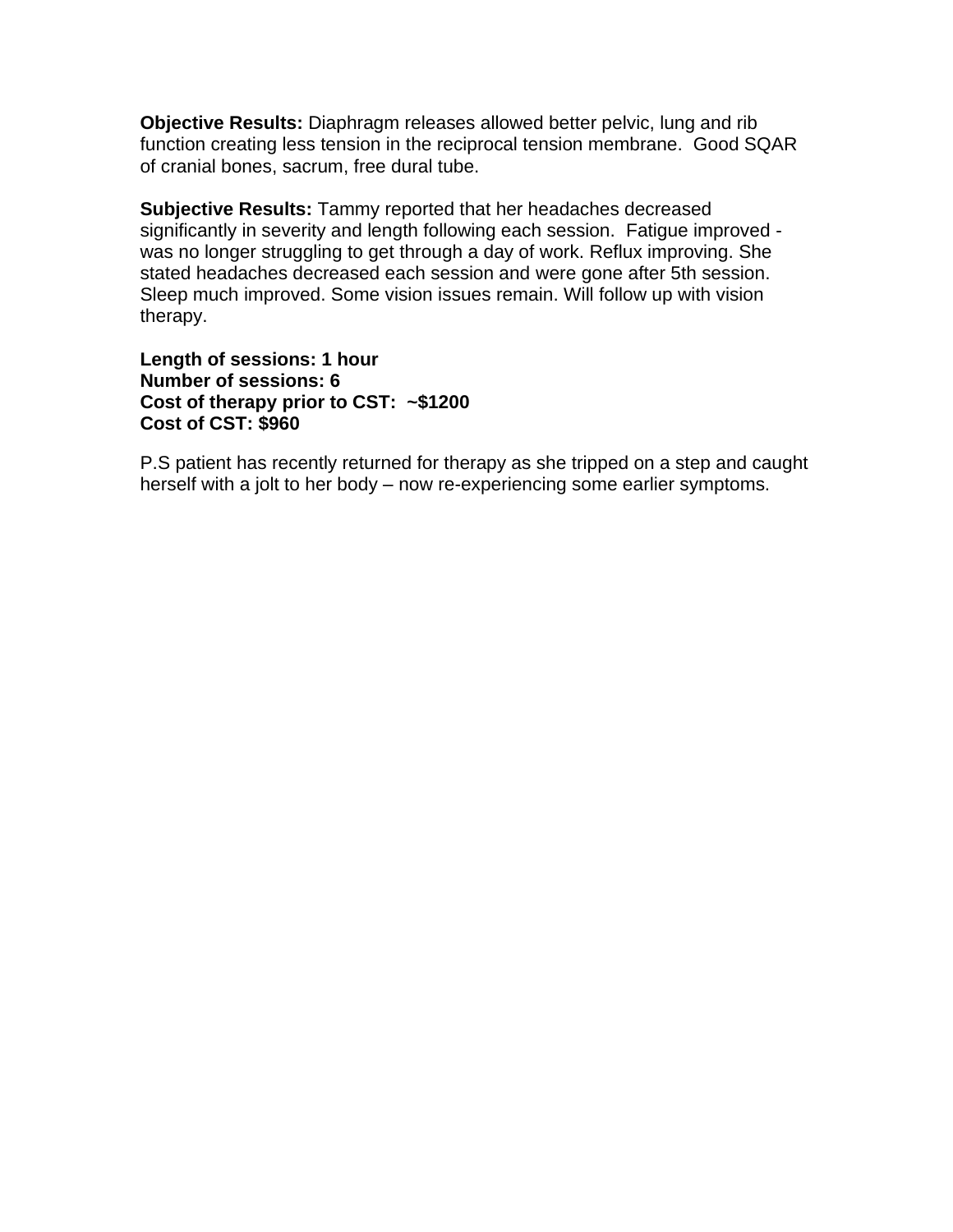**Objective Results:** Diaphragm releases allowed better pelvic, lung and rib function creating less tension in the reciprocal tension membrane. Good SQAR of cranial bones, sacrum, free dural tube.

**Subjective Results:** Tammy reported that her headaches decreased significantly in severity and length following each session. Fatigue improved - was no longer struggling to get through a day of work. Reflux improving. She stated headaches decreased each session and were gone after 5th session. Sleep much improved. Some vision issues remain. Will follow up with vision therapy.

**Length of sessions: 1 hour**
**Number of sessions: 6**
**Cost of therapy prior to CST: ~$1200**
**Cost of CST: $960**

P.S patient has recently returned for therapy as she tripped on a step and caught herself with a jolt to her body – now re-experiencing some earlier symptoms.